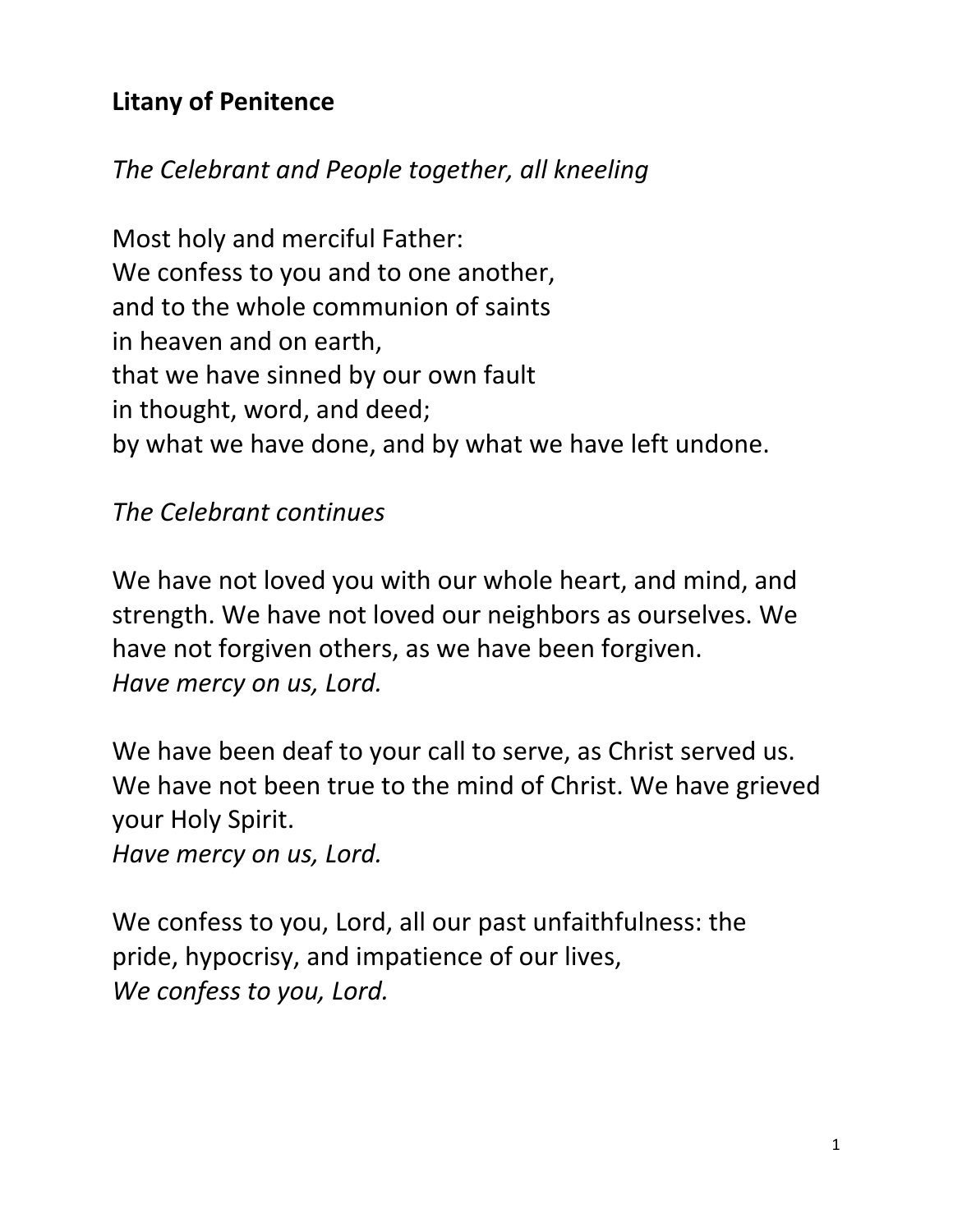**Litany of Penitence**

*The Celebrant and People together, all kneeling*

Most holy and merciful Father:
We confess to you and to one another,
and to the whole communion of saints
in heaven and on earth,
that we have sinned by our own fault
in thought, word, and deed;
by what we have done, and by what we have left undone.

*The Celebrant continues*

We have not loved you with our whole heart, and mind, and strength. We have not loved our neighbors as ourselves. We have not forgiven others, as we have been forgiven.
*Have mercy on us, Lord.*

We have been deaf to your call to serve, as Christ served us. We have not been true to the mind of Christ. We have grieved your Holy Spirit.
*Have mercy on us, Lord.*

We confess to you, Lord, all our past unfaithfulness: the pride, hypocrisy, and impatience of our lives,
*We confess to you, Lord.*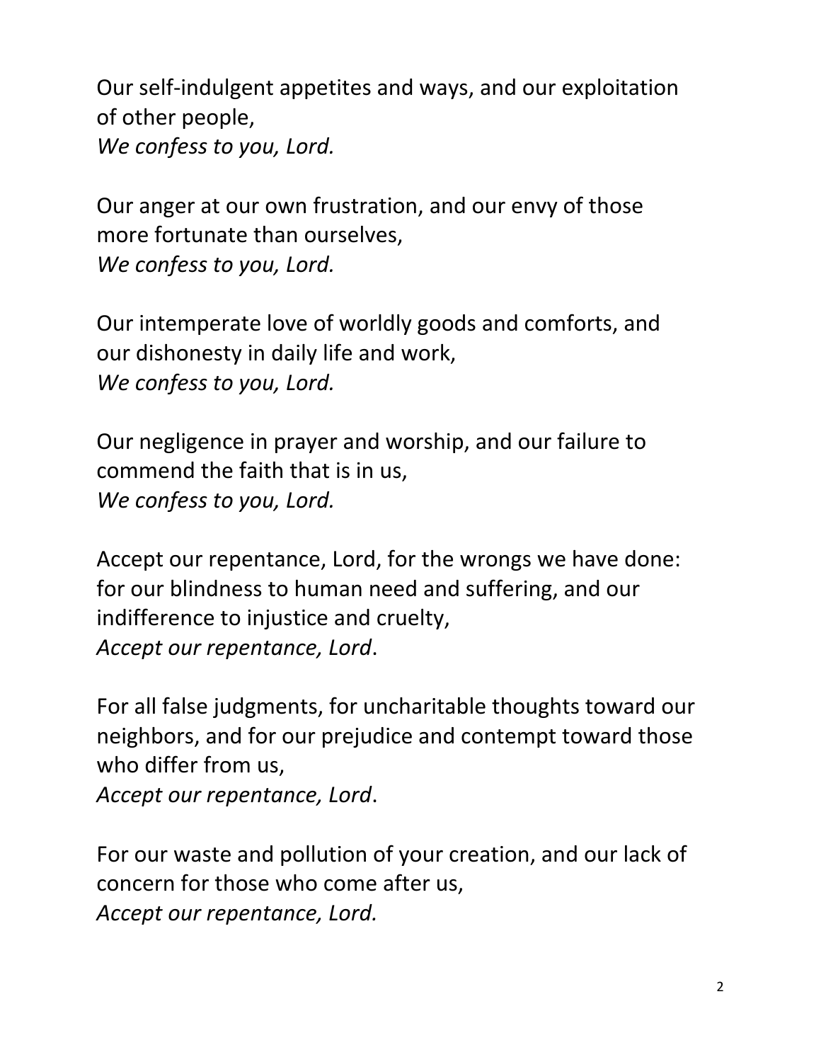Our self-indulgent appetites and ways, and our exploitation of other people,
*We confess to you, Lord.*

Our anger at our own frustration, and our envy of those more fortunate than ourselves,
*We confess to you, Lord.*

Our intemperate love of worldly goods and comforts, and our dishonesty in daily life and work,
*We confess to you, Lord.*

Our negligence in prayer and worship, and our failure to commend the faith that is in us,
*We confess to you, Lord.*

Accept our repentance, Lord, for the wrongs we have done: for our blindness to human need and suffering, and our indifference to injustice and cruelty,
*Accept our repentance, Lord*.

For all false judgments, for uncharitable thoughts toward our neighbors, and for our prejudice and contempt toward those who differ from us,
*Accept our repentance, Lord*.

For our waste and pollution of your creation, and our lack of concern for those who come after us,
*Accept our repentance, Lord.*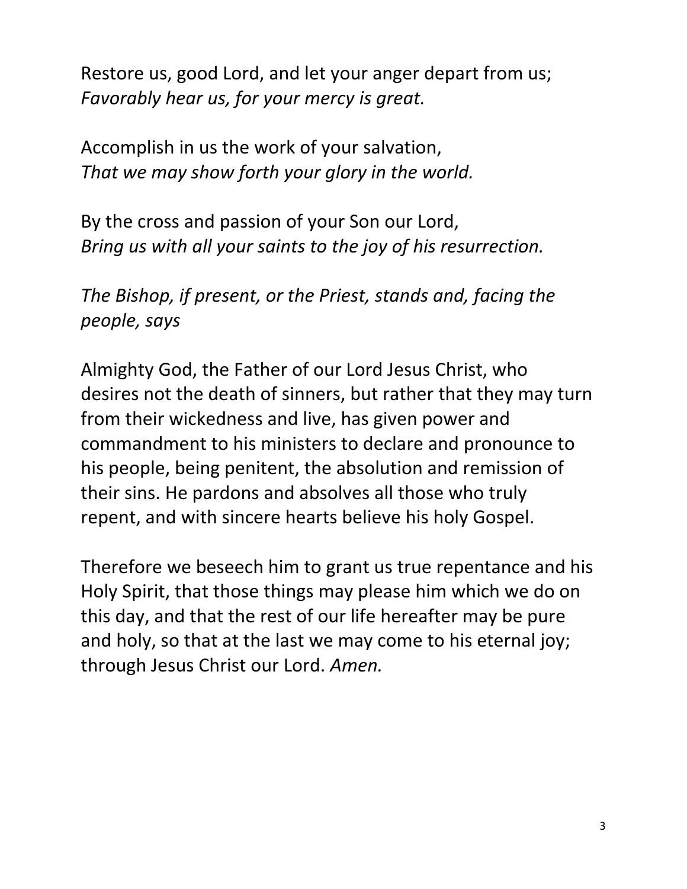Restore us, good Lord, and let your anger depart from us;
*Favorably hear us, for your mercy is great.*

Accomplish in us the work of your salvation,
*That we may show forth your glory in the world.*

By the cross and passion of your Son our Lord,
*Bring us with all your saints to the joy of his resurrection.*

*The Bishop, if present, or the Priest, stands and, facing the people, says*

Almighty God, the Father of our Lord Jesus Christ, who desires not the death of sinners, but rather that they may turn from their wickedness and live, has given power and commandment to his ministers to declare and pronounce to his people, being penitent, the absolution and remission of their sins. He pardons and absolves all those who truly repent, and with sincere hearts believe his holy Gospel.

Therefore we beseech him to grant us true repentance and his Holy Spirit, that those things may please him which we do on this day, and that the rest of our life hereafter may be pure and holy, so that at the last we may come to his eternal joy; through Jesus Christ our Lord. *Amen.*